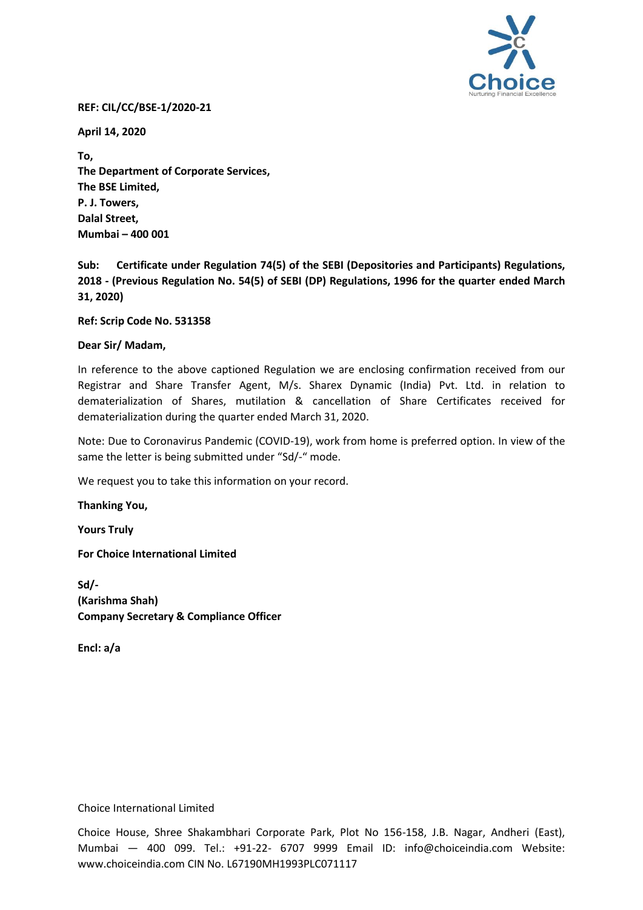**REF: CIL/CC/BSE-1/2020-21**

**April 14, 2020**

**To,**
**The Department of Corporate Services,**
**The BSE Limited,**
**P. J. Towers,**
**Dalal Street,**
**Mumbai – 400 001**

**Sub: Certificate under Regulation 74(5) of the SEBI (Depositories and Participants) Regulations, 2018 - (Previous Regulation No. 54(5) of SEBI (DP) Regulations, 1996 for the quarter ended March 31, 2020)**

**Ref: Scrip Code No. 531358**

**Dear Sir/ Madam,**

In reference to the above captioned Regulation we are enclosing confirmation received from our Registrar and Share Transfer Agent, M/s. Sharex Dynamic (India) Pvt. Ltd. in relation to dematerialization of Shares, mutilation & cancellation of Share Certificates received for dematerialization during the quarter ended March 31, 2020.

Note: Due to Coronavirus Pandemic (COVID-19), work from home is preferred option. In view of the same the letter is being submitted under "Sd/-" mode.

We request you to take this information on your record.

**Thanking You,**

**Yours Truly**

**For Choice International Limited**

**Sd/-**
**(Karishma Shah)**
**Company Secretary & Compliance Officer**

**Encl: a/a**

Choice International Limited

Choice House, Shree Shakambhari Corporate Park, Plot No 156-158, J.B. Nagar, Andheri (East), Mumbai — 400 099. Tel.: +91-22- 6707 9999 Email ID: info@choiceindia.com Website: www.choiceindia.com CIN No. L67190MH1993PLC071117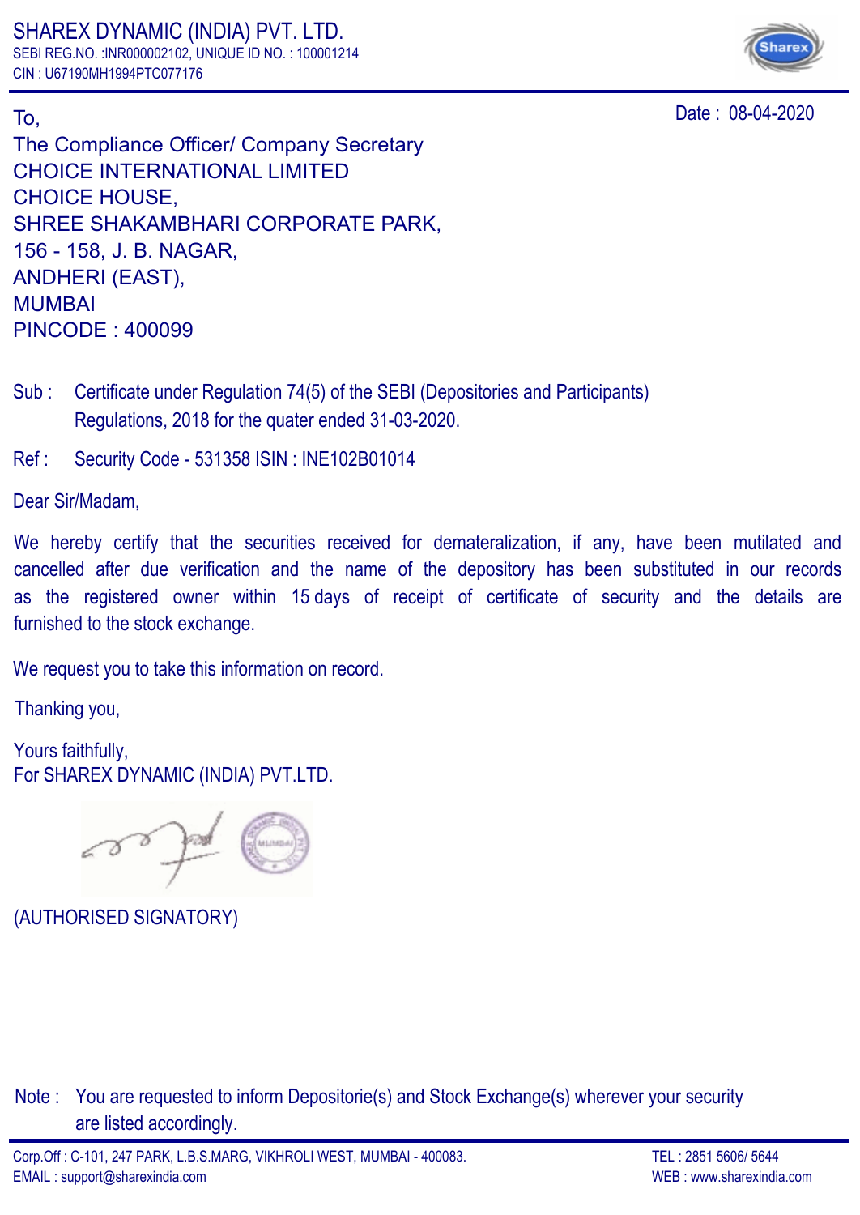# SHAREX DYNAMIC (INDIA) PVT. LTD.

SEBI REG.NO. :INR000002102, UNIQUE ID NO. : 100001214
CIN : U67190MH1994PTC077176

Date : 08-04-2020

To,
The Compliance Officer/ Company Secretary
CHOICE INTERNATIONAL LIMITED
CHOICE HOUSE,
SHREE SHAKAMBHARI CORPORATE PARK,
156 - 158, J. B. NAGAR,
ANDHERI (EAST),
MUMBAI
PINCODE : 400099

Sub : Certificate under Regulation 74(5) of the SEBI (Depositories and Participants) Regulations, 2018 for the quater ended 31-03-2020.

Ref : Security Code - 531358 ISIN : INE102B01014

Dear Sir/Madam,

We hereby certify that the securities received for dematerialization, if any, have been mutilated and cancelled after due verification and the name of the depository has been substituted in our records as the registered owner within 15 days of receipt of certificate of security and the details are furnished to the stock exchange.

We request you to take this information on record.

Thanking you,

Yours faithfully,
For SHAREX DYNAMIC (INDIA) PVT.LTD.

(AUTHORISED SIGNATORY)

Note : You are requested to inform Depositorie(s) and Stock Exchange(s) wherever your security are listed accordingly.

Corp.Off : C-101, 247 PARK, L.B.S.MARG, VIKHROLI WEST, MUMBAI - 400083.
EMAIL : support@sharexindia.com
TEL : 2851 5606/ 5644
WEB : www.sharexindia.com